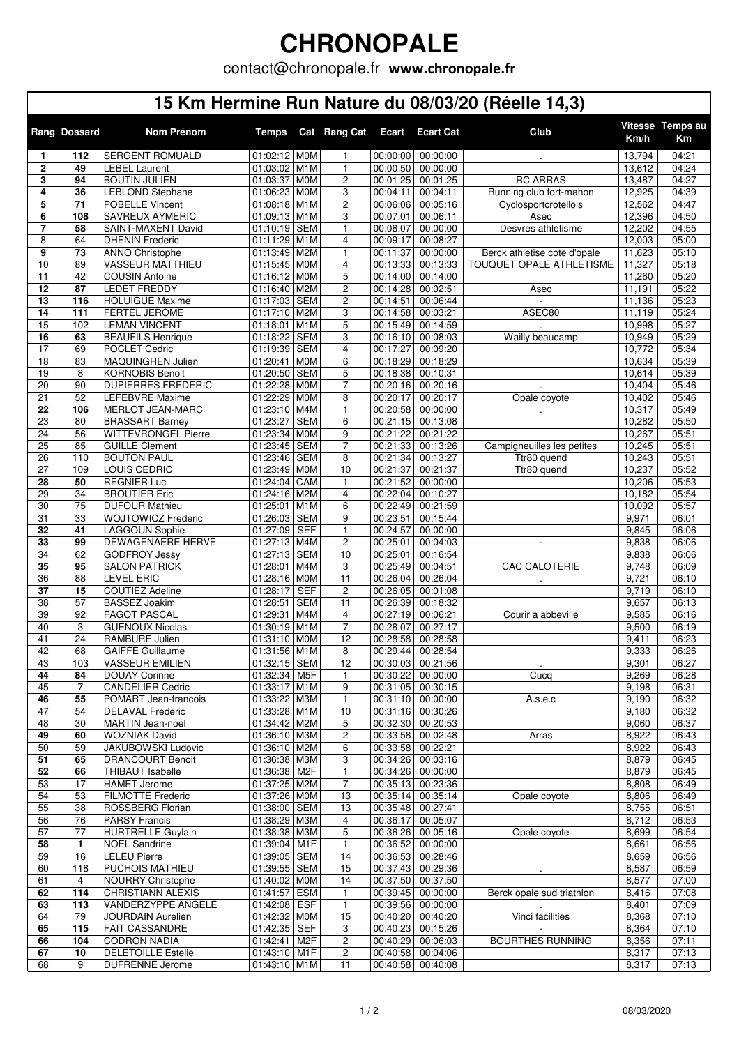# CHRONOPALE

contact@chronopale.fr **www.chronopale.fr**

## 15 Km Hermine Run Nature du 08/03/20 (Réelle 14,3)

| Rang | Dossard | Nom Prénom | Temps | Cat | Rang Cat | Ecart | Ecart Cat | Club | Vitesse Km/h | Temps au Km |
|---|---|---|---|---|---|---|---|---|---|---|
| 1 | 112 | SERGENT ROMUALD | 01:02:12 | M0M | 1 | 00:00:00 | 00:00:00 | . | 13,794 | 04:21 |
| 2 | 49 | LEBEL Laurent | 01:03:02 | M1M | 1 | 00:00:50 | 00:00:00 | | 13,612 | 04:24 |
| 3 | 94 | BOUTIN JULIEN | 01:03:37 | M0M | 2 | 00:01:25 | 00:01:25 | RC ARRAS | 13,487 | 04:27 |
| 4 | 36 | LEBLOND Stephane | 01:06:23 | M0M | 3 | 00:04:11 | 00:04:11 | Running club fort-mahon | 12,925 | 04:39 |
| 5 | 71 | POBELLE Vincent | 01:08:18 | M1M | 2 | 00:06:06 | 00:05:16 | Cyclosportcrotellois | 12,562 | 04:47 |
| 6 | 108 | SAVREUX AYMERIC | 01:09:13 | M1M | 3 | 00:07:01 | 00:06:11 | Asec | 12,396 | 04:50 |
| 7 | 58 | SAINT-MAXENT David | 01:10:19 | SEM | 1 | 00:08:07 | 00:00:00 | Desvres athletisme | 12,202 | 04:55 |
| 8 | 64 | DHENIN Frederic | 01:11:29 | M1M | 4 | 00:09:17 | 00:08:27 | | 12,003 | 05:00 |
| 9 | 73 | ANNO Christophe | 01:13:49 | M2M | 1 | 00:11:37 | 00:00:00 | Berck athletise cote d'opale | 11,623 | 05:10 |
| 10 | 89 | VASSEUR MATTHIEU | 01:15:45 | M0M | 4 | 00:13:33 | 00:13:33 | TOUQUET OPALE ATHLETISME | 11,327 | 05:18 |
| 11 | 42 | COUSIN Antoine | 01:16:12 | M0M | 5 | 00:14:00 | 00:14:00 | | 11,260 | 05:20 |
| 12 | 87 | LEDET FREDDY | 01:16:40 | M2M | 2 | 00:14:28 | 00:02:51 | Asec | 11,191 | 05:22 |
| 13 | 116 | HOLUIGUE Maxime | 01:17:03 | SEM | 2 | 00:14:51 | 00:06:44 | - | 11,136 | 05:23 |
| 14 | 111 | FERTEL JEROME | 01:17:10 | M2M | 3 | 00:14:58 | 00:03:21 | ASEC80 | 11,119 | 05:24 |
| 15 | 102 | LEMAN VINCENT | 01:18:01 | M1M | 5 | 00:15:49 | 00:14:59 | . | 10,998 | 05:27 |
| 16 | 63 | BEAUFILS Henrique | 01:18:22 | SEM | 3 | 00:16:10 | 00:08:03 | Wailly beaucamp | 10,949 | 05:29 |
| 17 | 69 | POCLET Cedric | 01:19:39 | SEM | 4 | 00:17:27 | 00:09:20 | | 10,772 | 05:34 |
| 18 | 83 | MAQUINGHEN Julien | 01:20:41 | M0M | 6 | 00:18:29 | 00:18:29 | | 10,634 | 05:39 |
| 19 | 8 | KORNOBIS Benoit | 01:20:50 | SEM | 5 | 00:18:38 | 00:10:31 | | 10,614 | 05:39 |
| 20 | 90 | DUPIERRES FREDERIC | 01:22:28 | M0M | 7 | 00:20:16 | 00:20:16 | . | 10,404 | 05:46 |
| 21 | 52 | LEFEBVRE Maxime | 01:22:29 | M0M | 8 | 00:20:17 | 00:20:17 | Opale coyote | 10,402 | 05:46 |
| 22 | 106 | MERLOT JEAN-MARC | 01:23:10 | M4M | 1 | 00:20:58 | 00:00:00 | . | 10,317 | 05:49 |
| 23 | 80 | BRASSART Barney | 01:23:27 | SEM | 6 | 00:21:15 | 00:13:08 | | 10,282 | 05:50 |
| 24 | 56 | WITTEVRONGEL Pierre | 01:23:34 | M0M | 9 | 00:21:22 | 00:21:22 | | 10,267 | 05:51 |
| 25 | 85 | GUILLE Clement | 01:23:45 | SEM | 7 | 00:21:33 | 00:13:26 | Campigneuilles les petites | 10,245 | 05:51 |
| 26 | 110 | BOUTON PAUL | 01:23:46 | SEM | 8 | 00:21:34 | 00:13:27 | Ttr80 quend | 10,243 | 05:51 |
| 27 | 109 | LOUIS CEDRIC | 01:23:49 | M0M | 10 | 00:21:37 | 00:21:37 | Ttr80 quend | 10,237 | 05:52 |
| 28 | 50 | REGNIER Luc | 01:24:04 | CAM | 1 | 00:21:52 | 00:00:00 | | 10,206 | 05:53 |
| 29 | 34 | BROUTIER Eric | 01:24:16 | M2M | 4 | 00:22:04 | 00:10:27 | | 10,182 | 05:54 |
| 30 | 75 | DUFOUR Mathieu | 01:25:01 | M1M | 6 | 00:22:49 | 00:21:59 | | 10,092 | 05:57 |
| 31 | 33 | WOJTOWICZ Frederic | 01:26:03 | SEM | 9 | 00:23:51 | 00:15:44 | | 9,971 | 06:01 |
| 32 | 41 | LAGGOUN Sophie | 01:27:09 | SEF | 1 | 00:24:57 | 00:00:00 | | 9,845 | 06:06 |
| 33 | 99 | DEWAGENAERE HERVE | 01:27:13 | M4M | 2 | 00:25:01 | 00:04:03 | - | 9,838 | 06:06 |
| 34 | 62 | GODFROY Jessy | 01:27:13 | SEM | 10 | 00:25:01 | 00:16:54 | | 9,838 | 06:06 |
| 35 | 95 | SALON PATRICK | 01:28:01 | M4M | 3 | 00:25:49 | 00:04:51 | CAC CALOTERIE | 9,748 | 06:09 |
| 36 | 88 | LEVEL ERIC | 01:28:16 | M0M | 11 | 00:26:04 | 00:26:04 | . | 9,721 | 06:10 |
| 37 | 15 | COUTIEZ Adeline | 01:28:17 | SEF | 2 | 00:26:05 | 00:01:08 | | 9,719 | 06:10 |
| 38 | 57 | BASSEZ Joakim | 01:28:51 | SEM | 11 | 00:26:39 | 00:18:32 | | 9,657 | 06:13 |
| 39 | 92 | FAGOT PASCAL | 01:29:31 | M4M | 4 | 00:27:19 | 00:06:21 | Courir a abbeville | 9,585 | 06:16 |
| 40 | 3 | GUENOUX Nicolas | 01:30:19 | M1M | 7 | 00:28:07 | 00:27:17 | | 9,500 | 06:19 |
| 41 | 24 | RAMBURE Julien | 01:31:10 | M0M | 12 | 00:28:58 | 00:28:58 | | 9,411 | 06:23 |
| 42 | 68 | GAIFFE Guillaume | 01:31:56 | M1M | 8 | 00:29:44 | 00:28:54 | | 9,333 | 06:26 |
| 43 | 103 | VASSEUR EMILIEN | 01:32:15 | SEM | 12 | 00:30:03 | 00:21:56 | . | 9,301 | 06:27 |
| 44 | 84 | DOUAY Corinne | 01:32:34 | M5F | 1 | 00:30:22 | 00:00:00 | Cucq | 9,269 | 06:28 |
| 45 | 7 | CANDELIER Cedric | 01:33:17 | M1M | 9 | 00:31:05 | 00:30:15 | | 9,198 | 06:31 |
| 46 | 55 | POMART Jean-francois | 01:33:22 | M3M | 1 | 00:31:10 | 00:00:00 | A.s.e.c | 9,190 | 06:32 |
| 47 | 54 | DELAVAL Frederic | 01:33:28 | M1M | 10 | 00:31:16 | 00:30:26 | | 9,180 | 06:32 |
| 48 | 30 | MARTIN Jean-noel | 01:34:42 | M2M | 5 | 00:32:30 | 00:20:53 | | 9,060 | 06:37 |
| 49 | 60 | WOZNIAK David | 01:36:10 | M3M | 2 | 00:33:58 | 00:02:48 | Arras | 8,922 | 06:43 |
| 50 | 59 | JAKUBOWSKI Ludovic | 01:36:10 | M2M | 6 | 00:33:58 | 00:22:21 | | 8,922 | 06:43 |
| 51 | 65 | DRANCOURT Benoit | 01:36:38 | M3M | 3 | 00:34:26 | 00:03:16 | | 8,879 | 06:45 |
| 52 | 66 | THIBAUT Isabelle | 01:36:38 | M2F | 1 | 00:34:26 | 00:00:00 | | 8,879 | 06:45 |
| 53 | 17 | HAMET Jerome | 01:37:25 | M2M | 7 | 00:35:13 | 00:23:36 | | 8,808 | 06:49 |
| 54 | 53 | FILMOTTE Frederic | 01:37:26 | M0M | 13 | 00:35:14 | 00:35:14 | Opale coyote | 8,806 | 06:49 |
| 55 | 38 | ROSSBERG Florian | 01:38:00 | SEM | 13 | 00:35:48 | 00:27:41 | | 8,755 | 06:51 |
| 56 | 76 | PARSY Francis | 01:38:29 | M3M | 4 | 00:36:17 | 00:05:07 | | 8,712 | 06:53 |
| 57 | 77 | HURTRELLE Guylain | 01:38:38 | M3M | 5 | 00:36:26 | 00:05:16 | Opale coyote | 8,699 | 06:54 |
| 58 | 1 | NOEL Sandrine | 01:39:04 | M1F | 1 | 00:36:52 | 00:00:00 | | 8,661 | 06:56 |
| 59 | 16 | LELEU Pierre | 01:39:05 | SEM | 14 | 00:36:53 | 00:28:46 | | 8,659 | 06:56 |
| 60 | 118 | PUCHOIS MATHIEU | 01:39:55 | SEM | 15 | 00:37:43 | 00:29:36 | . | 8,587 | 06:59 |
| 61 | 4 | NOURRY Christophe | 01:40:02 | M0M | 14 | 00:37:50 | 00:37:50 | | 8,577 | 07:00 |
| 62 | 114 | CHRISTIANN ALEXIS | 01:41:57 | ESM | 1 | 00:39:45 | 00:00:00 | Berck opale sud triathlon | 8,416 | 07:08 |
| 63 | 113 | VANDERZYPPE ANGELE | 01:42:08 | ESF | 1 | 00:39:56 | 00:00:00 | . | 8,401 | 07:09 |
| 64 | 79 | JOURDAIN Aurelien | 01:42:32 | M0M | 15 | 00:40:20 | 00:40:20 | Vinci facilities | 8,368 | 07:10 |
| 65 | 115 | FAIT CASSANDRE | 01:42:35 | SEF | 3 | 00:40:23 | 00:15:26 | - | 8,364 | 07:10 |
| 66 | 104 | CODRON NADIA | 01:42:41 | M2F | 2 | 00:40:29 | 00:06:03 | BOURTHES RUNNING | 8,356 | 07:11 |
| 67 | 10 | DELETOILLE Estelle | 01:43:10 | M1F | 2 | 00:40:58 | 00:04:06 | | 8,317 | 07:13 |
| 68 | 9 | DUFRENNE Jerome | 01:43:10 | M1M | 11 | 00:40:58 | 00:40:08 | | 8,317 | 07:13 |

08/03/2020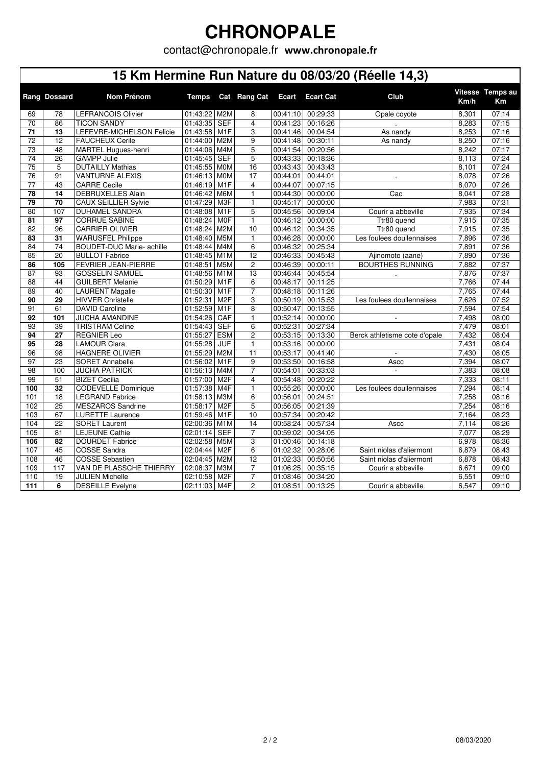# CHRONOPALE

contact@chronopale.fr **www.chronopale.fr**

## 15 Km Hermine Run Nature du 08/03/20 (Réelle 14,3)

| Rang | Dossard | Nom Prénom | Temps | Cat | Rang Cat | Ecart | Ecart Cat | Club | Vitesse Km/h | Temps au Km |
|---|---|---|---|---|---|---|---|---|---|---|
| 69 | 78 | LEFRANCOIS Olivier | 01:43:22 | M2M | 8 | 00:41:10 | 00:29:33 | Opale coyote | 8,301 | 07:14 |
| 70 | 86 | TICON SANDY | 01:43:35 | SEF | 4 | 00:41:23 | 00:16:26 | . | 8,283 | 07:15 |
| **71** | **13** | LEFEVRE-MICHELSON Felicie | 01:43:58 | M1F | 3 | 00:41:46 | 00:04:54 | As nandy | 8,253 | 07:16 |
| 72 | 12 | FAUCHEUX Cerile | 01:44:00 | M2M | 9 | 00:41:48 | 00:30:11 | As nandy | 8,250 | 07:16 |
| 73 | 48 | MARTEL Hugues-henri | 01:44:06 | M4M | 5 | 00:41:54 | 00:20:56 | | 8,242 | 07:17 |
| 74 | 26 | GAMPP Julie | 01:45:45 | SEF | 5 | 00:43:33 | 00:18:36 | | 8,113 | 07:24 |
| 75 | 5 | DUTAILLY Mathias | 01:45:55 | M0M | 16 | 00:43:43 | 00:43:43 | | 8,101 | 07:24 |
| 76 | 91 | VANTURNE ALEXIS | 01:46:13 | M0M | 17 | 00:44:01 | 00:44:01 | . | 8,078 | 07:26 |
| 77 | 43 | CARRE Cecile | 01:46:19 | M1F | 4 | 00:44:07 | 00:07:15 | | 8,070 | 07:26 |
| **78** | **14** | DEBRUXELLES Alain | 01:46:42 | M6M | 1 | 00:44:30 | 00:00:00 | Cac | 8,041 | 07:28 |
| **79** | **70** | CAUX SEILLIER Sylvie | 01:47:29 | M3F | 1 | 00:45:17 | 00:00:00 | | 7,983 | 07:31 |
| 80 | 107 | DUHAMEL SANDRA | 01:48:08 | M1F | 5 | 00:45:56 | 00:09:04 | Courir a abbeville | 7,935 | 07:34 |
| **81** | **97** | CORRUE SABINE | 01:48:24 | M0F | 1 | 00:46:12 | 00:00:00 | Ttr80 quend | 7,915 | 07:35 |
| 82 | 96 | CARRIER OLIVIER | 01:48:24 | M2M | 10 | 00:46:12 | 00:34:35 | Ttr80 quend | 7,915 | 07:35 |
| **83** | **31** | WARUSFEL Philippe | 01:48:40 | M5M | 1 | 00:46:28 | 00:00:00 | Les foulees doullennaises | 7,896 | 07:36 |
| 84 | 74 | BOUDET-DUC Marie- achille | 01:48:44 | M4M | 6 | 00:46:32 | 00:25:34 | | 7,891 | 07:36 |
| 85 | 20 | BULLOT Fabrice | 01:48:45 | M1M | 12 | 00:46:33 | 00:45:43 | Ajinomoto (aane) | 7,890 | 07:36 |
| **86** | **105** | FEVRIER JEAN-PIERRE | 01:48:51 | M5M | 2 | 00:46:39 | 00:00:11 | BOURTHES RUNNING | 7,882 | 07:37 |
| 87 | 93 | GOSSELIN SAMUEL | 01:48:56 | M1M | 13 | 00:46:44 | 00:45:54 | . | 7,876 | 07:37 |
| 88 | 44 | GUILBERT Melanie | 01:50:29 | M1F | 6 | 00:48:17 | 00:11:25 | | 7,766 | 07:44 |
| 89 | 40 | LAURENT Magalie | 01:50:30 | M1F | 7 | 00:48:18 | 00:11:26 | | 7,765 | 07:44 |
| **90** | **29** | HIVVER Christelle | 01:52:31 | M2F | 3 | 00:50:19 | 00:15:53 | Les foulees doullennaises | 7,626 | 07:52 |
| 91 | 61 | DAVID Caroline | 01:52:59 | M1F | 8 | 00:50:47 | 00:13:55 | | 7,594 | 07:54 |
| **92** | **101** | JUCHA AMANDINE | 01:54:26 | CAF | 1 | 00:52:14 | 00:00:00 | - | 7,498 | 08:00 |
| 93 | 39 | TRISTRAM Celine | 01:54:43 | SEF | 6 | 00:52:31 | 00:27:34 | | 7,479 | 08:01 |
| **94** | **27** | REGNIER Leo | 01:55:27 | ESM | 2 | 00:53:15 | 00:13:30 | Berck athletisme cote d'opale | 7,432 | 08:04 |
| **95** | **28** | LAMOUR Clara | 01:55:28 | JUF | 1 | 00:53:16 | 00:00:00 | | 7,431 | 08:04 |
| 96 | 98 | HAGNERE OLIVIER | 01:55:29 | M2M | 11 | 00:53:17 | 00:41:40 | - | 7,430 | 08:05 |
| 97 | 23 | SORET Annabelle | 01:56:02 | M1F | 9 | 00:53:50 | 00:16:58 | Ascc | 7,394 | 08:07 |
| 98 | 100 | JUCHA PATRICK | 01:56:13 | M4M | 7 | 00:54:01 | 00:33:03 | - | 7,383 | 08:08 |
| 99 | 51 | BIZET Cecilia | 01:57:00 | M2F | 4 | 00:54:48 | 00:20:22 | | 7,333 | 08:11 |
| **100** | **32** | CODEVELLE Dominique | 01:57:38 | M4F | 1 | 00:55:26 | 00:00:00 | Les foulees doullennaises | 7,294 | 08:14 |
| 101 | 18 | LEGRAND Fabrice | 01:58:13 | M3M | 6 | 00:56:01 | 00:24:51 | | 7,258 | 08:16 |
| 102 | 25 | MESZAROS Sandrine | 01:58:17 | M2F | 5 | 00:56:05 | 00:21:39 | | 7,254 | 08:16 |
| 103 | 67 | LURETTE Laurence | 01:59:46 | M1F | 10 | 00:57:34 | 00:20:42 | | 7,164 | 08:23 |
| 104 | 22 | SORET Laurent | 02:00:36 | M1M | 14 | 00:58:24 | 00:57:34 | Ascc | 7,114 | 08:26 |
| 105 | 81 | LEJEUNE Cathie | 02:01:14 | SEF | 7 | 00:59:02 | 00:34:05 | | 7,077 | 08:29 |
| **106** | **82** | DOURDET Fabrice | 02:02:58 | M5M | 3 | 01:00:46 | 00:14:18 | | 6,978 | 08:36 |
| 107 | 45 | COSSE Sandra | 02:04:44 | M2F | 6 | 01:02:32 | 00:28:06 | Saint niolas d'aliermont | 6,879 | 08:43 |
| 108 | 46 | COSSE Sebastien | 02:04:45 | M2M | 12 | 01:02:33 | 00:50:56 | Saint niolas d'aliermont | 6,878 | 08:43 |
| 109 | 117 | VAN DE PLASSCHE THIERRY | 02:08:37 | M3M | 7 | 01:06:25 | 00:35:15 | Courir a abbeville | 6,671 | 09:00 |
| 110 | 19 | JULIEN Michelle | 02:10:58 | M2F | 7 | 01:08:46 | 00:34:20 | | 6,551 | 09:10 |
| **111** | **6** | DESEILLE Evelyne | 02:11:03 | M4F | 2 | 01:08:51 | 00:13:25 | Courir a abbeville | 6,547 | 09:10 |

08/03/2020